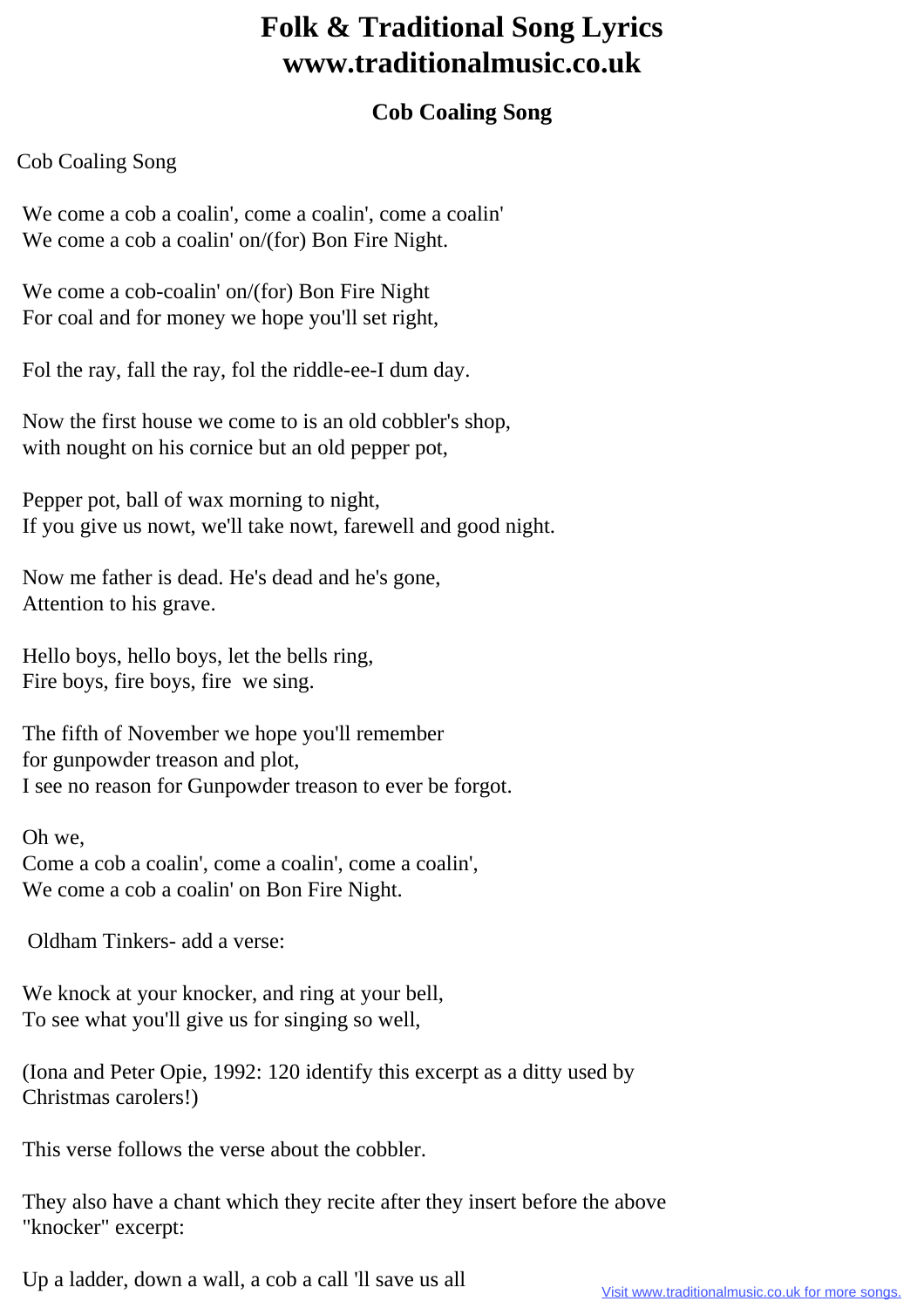# Folk & Traditional Song Lyrics
# www.traditionalmusic.co.uk

### Cob Coaling Song

Cob Coaling Song

We come a cob a coalin', come a coalin', come a coalin'
We come a cob a coalin' on/(for) Bon Fire Night.

We come a cob-coalin' on/(for) Bon Fire Night
For coal and for money we hope you'll set right,

Fol the ray, fall the ray, fol the riddle-ee-I dum day.

Now the first house we come to is an old cobbler's shop,
with nought on his cornice but an old pepper pot,

Pepper pot, ball of wax morning to night,
If you give us nowt, we'll take nowt, farewell and good night.

Now me father is dead. He's dead and he's gone,
Attention to his grave.

Hello boys, hello boys, let the bells ring,
Fire boys, fire boys, fire we sing.

The fifth of November we hope you'll remember
for gunpowder treason and plot,
I see no reason for Gunpowder treason to ever be forgot.

Oh we,
Come a cob a coalin', come a coalin', come a coalin',
We come a cob a coalin' on Bon Fire Night.

Oldham Tinkers- add a verse:

We knock at your knocker, and ring at your bell,
To see what you'll give us for singing so well,

(Iona and Peter Opie, 1992: 120 identify this excerpt as a ditty used by Christmas carolers!)

This verse follows the verse about the cobbler.

They also have a chant which they recite after they insert before the above "knocker" excerpt:

Up a ladder, down a wall, a cob a call 'll save us all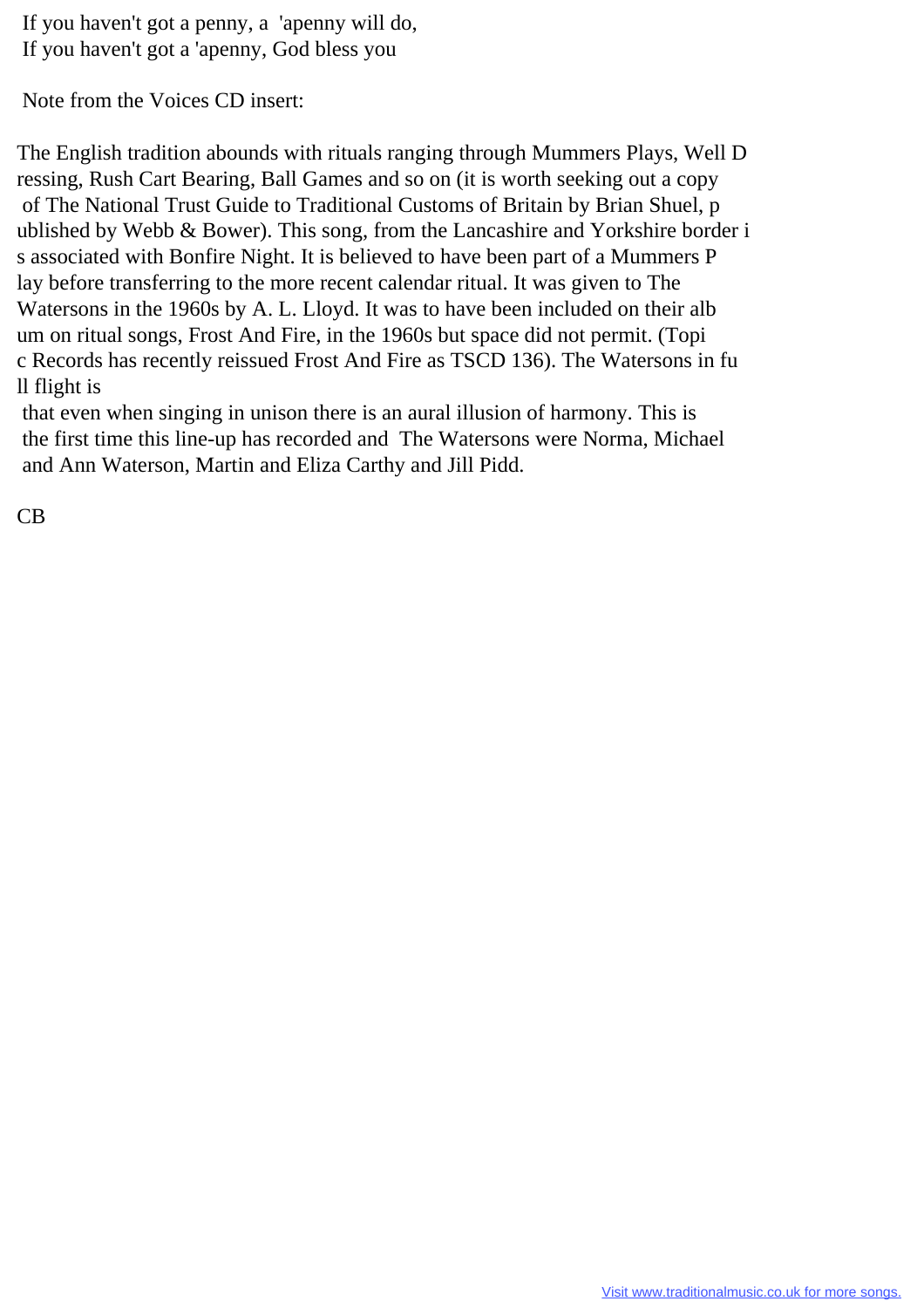If you haven't got a penny, a 'apenny will do,
If you haven't got a 'apenny, God bless you

Note from the Voices CD insert:

The English tradition abounds with rituals ranging through Mummers Plays, Well D ressing, Rush Cart Bearing, Ball Games and so on (it is worth seeking out a copy of The National Trust Guide to Traditional Customs of Britain by Brian Shuel, p ublished by Webb & Bower). This song, from the Lancashire and Yorkshire border i s associated with Bonfire Night. It is believed to have been part of a Mummers P lay before transferring to the more recent calendar ritual. It was given to The Watersons in the 1960s by A. L. Lloyd. It was to have been included on their alb um on ritual songs, Frost And Fire, in the 1960s but space did not permit. (Topi c Records has recently reissued Frost And Fire as TSCD 136). The Watersons in fu ll flight is
that even when singing in unison there is an aural illusion of harmony. This is the first time this line-up has recorded and The Watersons were Norma, Michael and Ann Waterson, Martin and Eliza Carthy and Jill Pidd.

CB

Visit www.traditionalmusic.co.uk for more songs.